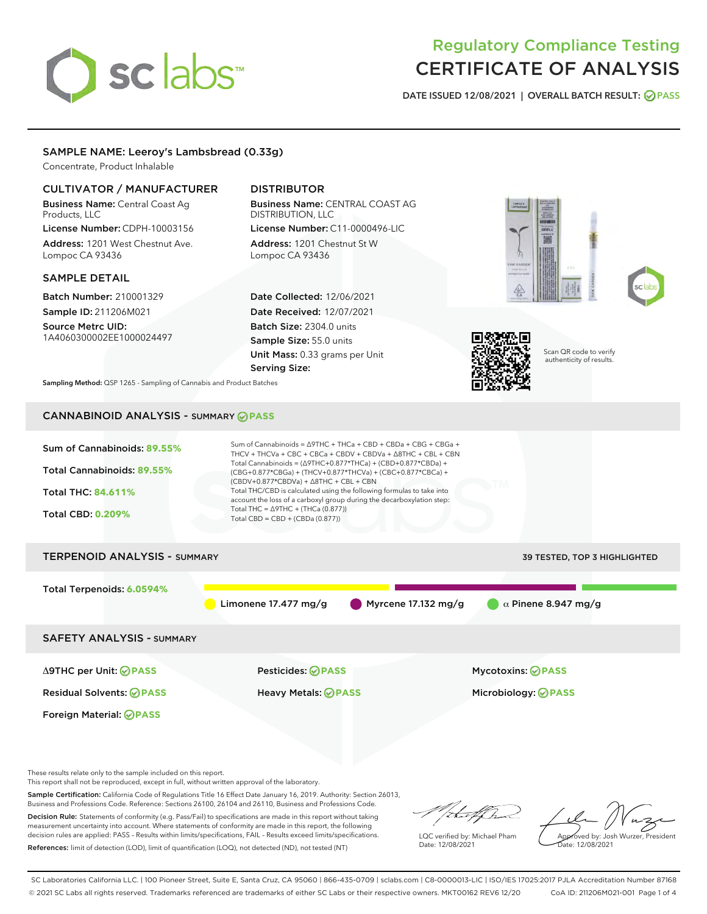# Regulatory Compliance Testing
# CERTIFICATE OF ANALYSIS

DATE ISSUED 12/08/2021 | OVERALL BATCH RESULT: PASS

## SAMPLE NAME: Leeroy's Lambsbread (0.33g)

Concentrate, Product Inhalable

### CULTIVATOR / MANUFACTURER

**Business Name:** Central Coast Ag Products, LLC

**License Number:** CDPH-10003156

**Address:** 1201 West Chestnut Ave. Lompoc CA 93436

### DISTRIBUTOR

**Business Name:** CENTRAL COAST AG DISTRIBUTION, LLC

**License Number:** C11-0000496-LIC

**Address:** 1201 Chestnut St W Lompoc CA 93436

### SAMPLE DETAIL

**Batch Number:** 210001329

**Sample ID:** 211206M021

**Source Metrc UID:** 1A4060300002EE1000024497

**Date Collected:** 12/06/2021

**Date Received:** 12/07/2021

**Batch Size:** 2304.0 units

**Sample Size:** 55.0 units

**Unit Mass:** 0.33 grams per Unit

**Serving Size:**

Scan QR code to verify authenticity of results.

**Sampling Method:** QSP 1265 - Sampling of Cannabis and Product Batches

## CANNABINOID ANALYSIS - SUMMARY PASS

**Sum of Cannabinoids:** 89.55%

**Total Cannabinoids:** 89.55%

**Total THC:** 84.611%

**Total CBD:** 0.209%

Sum of Cannabinoids = Δ9THC + THCa + CBD + CBDa + CBG + CBGa + THCV + THCVa + CBC + CBCa + CBDV + CBDVa + Δ8THC + CBL + CBN

Total Cannabinoids = (Δ9THC+0.877*THCa) + (CBD+0.877*CBDa) + (CBG+0.877*CBGa) + (THCV+0.877*THCVa) + (CBC+0.877*CBCa) + (CBDV+0.877*CBDVa) + Δ8THC + CBL + CBN

Total THC/CBD is calculated using the following formulas to take into account the loss of a carboxyl group during the decarboxylation step:

Total THC = Δ9THC + (THCa (0.877))

Total CBD = CBD + (CBDa (0.877))

## TERPENOID ANALYSIS - SUMMARY

39 TESTED, TOP 3 HIGHLIGHTED

**Total Terpenoids:** 6.0594%

Limonene 17.477 mg/g | Myrcene 17.132 mg/g | α Pinene 8.947 mg/g

## SAFETY ANALYSIS - SUMMARY

| | | |
|---|---|---|
| Δ9THC per Unit: PASS | Pesticides: PASS | Mycotoxins: PASS |
| Residual Solvents: PASS | Heavy Metals: PASS | Microbiology: PASS |
| Foreign Material: PASS | | |

These results relate only to the sample included on this report.
This report shall not be reproduced, except in full, without written approval of the laboratory.

**Sample Certification:** California Code of Regulations Title 16 Effect Date January 16, 2019. Authority: Section 26013, Business and Professions Code. Reference: Sections 26100, 26104 and 26110, Business and Professions Code.

**Decision Rule:** Statements of conformity (e.g. Pass/Fail) to specifications are made in this report without taking measurement uncertainty into account. Where statements of conformity are made in this report, the following decision rules are applied: PASS – Results within limits/specifications, FAIL – Results exceed limits/specifications.

**References:** limit of detection (LOD), limit of quantification (LOQ), not detected (ND), not tested (NT)

LQC verified by: Michael Pham
Date: 12/08/2021

Approved by: Josh Wurzer, President
Date: 12/08/2021

SC Laboratories California LLC. | 100 Pioneer Street, Suite E, Santa Cruz, CA 95060 | 866-435-0709 | sclabs.com | C8-0000013-LIC | ISO/IES 17025:2017 PJLA Accreditation Number 87168
© 2021 SC Labs all rights reserved. Trademarks referenced are trademarks of either SC Labs or their respective owners. MKT00162 REV6 12/20 CoA ID: 211206M021-001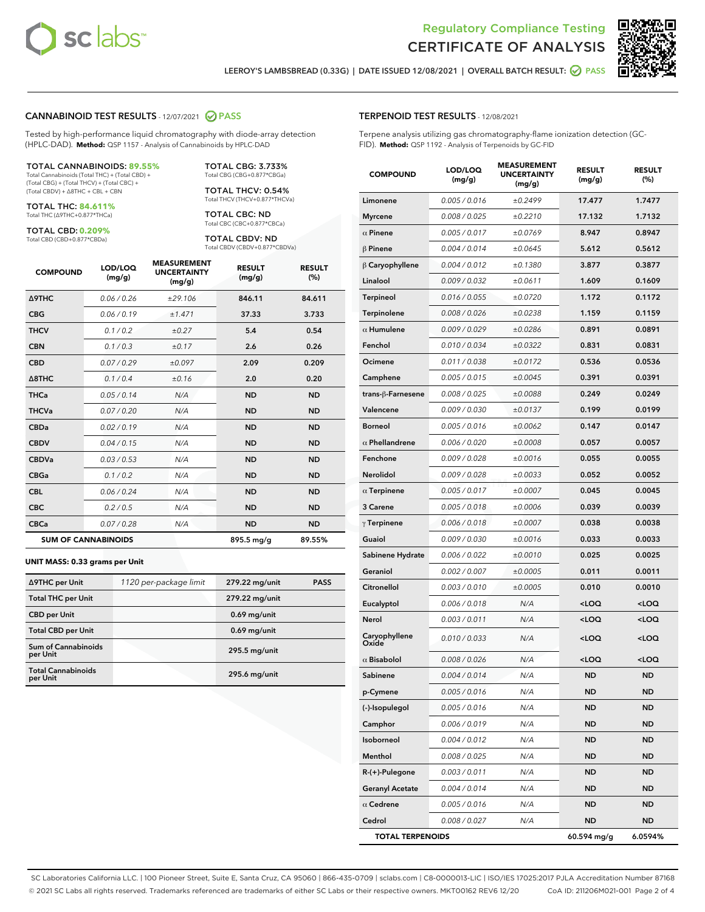Regulatory Compliance Testing
# CERTIFICATE OF ANALYSIS

LEEROY'S LAMBSBREAD (0.33G) | DATE ISSUED 12/08/2021 | OVERALL BATCH RESULT: PASS

## CANNABINOID TEST RESULTS - 12/07/2021 PASS

Tested by high-performance liquid chromatography with diode-array detection (HPLC-DAD). **Method:** QSP 1157 - Analysis of Cannabinoids by HPLC-DAD

**TOTAL CANNABINOIDS: 89.55%**
Total Cannabinoids (Total THC) + (Total CBD) + (Total CBG) + (Total THCV) + (Total CBC) + (Total CBDV) + Δ8THC + CBL + CBN

**TOTAL THC: 84.611%**
Total THC (Δ9THC+0.877*THCa)

**TOTAL CBD: 0.209%**
Total CBD (CBD+0.877*CBDa)

**TOTAL CBG: 3.733%**
Total CBG (CBG+0.877*CBGa)

**TOTAL THCV: 0.54%**
Total THCV (THCV+0.877*THCVa)

**TOTAL CBC: ND**
Total CBC (CBC+0.877*CBCa)

**TOTAL CBDV: ND**
Total CBDV (CBDV+0.877*CBDVa)

| COMPOUND | LOD/LOQ (mg/g) | MEASUREMENT UNCERTAINTY (mg/g) | RESULT (mg/g) | RESULT (%) |
|---|---|---|---|---|
| Δ9THC | 0.06 / 0.26 | ±29.106 | 846.11 | 84.611 |
| CBG | 0.06 / 0.19 | ±1.471 | 37.33 | 3.733 |
| THCV | 0.1 / 0.2 | ±0.27 | 5.4 | 0.54 |
| CBN | 0.1 / 0.3 | ±0.17 | 2.6 | 0.26 |
| CBD | 0.07 / 0.29 | ±0.097 | 2.09 | 0.209 |
| Δ8THC | 0.1 / 0.4 | ±0.16 | 2.0 | 0.20 |
| THCa | 0.05 / 0.14 | N/A | ND | ND |
| THCVa | 0.07 / 0.20 | N/A | ND | ND |
| CBDa | 0.02 / 0.19 | N/A | ND | ND |
| CBDV | 0.04 / 0.15 | N/A | ND | ND |
| CBDVa | 0.03 / 0.53 | N/A | ND | ND |
| CBGa | 0.1 / 0.2 | N/A | ND | ND |
| CBL | 0.06 / 0.24 | N/A | ND | ND |
| CBC | 0.2 / 0.5 | N/A | ND | ND |
| CBCa | 0.07 / 0.28 | N/A | ND | ND |
| **SUM OF CANNABINOIDS** | | | 895.5 mg/g | 89.55% |

**UNIT MASS: 0.33 grams per Unit**

| | | | |
|---|---|---|---|
| Δ9THC per Unit | 1120 per-package limit | 279.22 mg/unit | PASS |
| Total THC per Unit | | 279.22 mg/unit | |
| CBD per Unit | | 0.69 mg/unit | |
| Total CBD per Unit | | 0.69 mg/unit | |
| Sum of Cannabinoids per Unit | | 295.5 mg/unit | |
| Total Cannabinoids per Unit | | 295.6 mg/unit | |

## TERPENOID TEST RESULTS - 12/08/2021

Terpene analysis utilizing gas chromatography-flame ionization detection (GC-FID). **Method:** QSP 1192 - Analysis of Terpenoids by GC-FID

| COMPOUND | LOD/LOQ (mg/g) | MEASUREMENT UNCERTAINTY (mg/g) | RESULT (mg/g) | RESULT (%) |
|---|---|---|---|---|
| Limonene | 0.005 / 0.016 | ±0.2499 | 17.477 | 1.7477 |
| Myrcene | 0.008 / 0.025 | ±0.2210 | 17.132 | 1.7132 |
| α Pinene | 0.005 / 0.017 | ±0.0769 | 8.947 | 0.8947 |
| β Pinene | 0.004 / 0.014 | ±0.0645 | 5.612 | 0.5612 |
| β Caryophyllene | 0.004 / 0.012 | ±0.1380 | 3.877 | 0.3877 |
| Linalool | 0.009 / 0.032 | ±0.0611 | 1.609 | 0.1609 |
| Terpineol | 0.016 / 0.055 | ±0.0720 | 1.172 | 0.1172 |
| Terpinolene | 0.008 / 0.026 | ±0.0238 | 1.159 | 0.1159 |
| α Humulene | 0.009 / 0.029 | ±0.0286 | 0.891 | 0.0891 |
| Fenchol | 0.010 / 0.034 | ±0.0322 | 0.831 | 0.0831 |
| Ocimene | 0.011 / 0.038 | ±0.0172 | 0.536 | 0.0536 |
| Camphene | 0.005 / 0.015 | ±0.0045 | 0.391 | 0.0391 |
| trans-β-Farnesene | 0.008 / 0.025 | ±0.0088 | 0.249 | 0.0249 |
| Valencene | 0.009 / 0.030 | ±0.0137 | 0.199 | 0.0199 |
| Borneol | 0.005 / 0.016 | ±0.0062 | 0.147 | 0.0147 |
| α Phellandrene | 0.006 / 0.020 | ±0.0008 | 0.057 | 0.0057 |
| Fenchone | 0.009 / 0.028 | ±0.0016 | 0.055 | 0.0055 |
| Nerolidol | 0.009 / 0.028 | ±0.0033 | 0.052 | 0.0052 |
| α Terpinene | 0.005 / 0.017 | ±0.0007 | 0.045 | 0.0045 |
| 3 Carene | 0.005 / 0.018 | ±0.0006 | 0.039 | 0.0039 |
| γ Terpinene | 0.006 / 0.018 | ±0.0007 | 0.038 | 0.0038 |
| Guaiol | 0.009 / 0.030 | ±0.0016 | 0.033 | 0.0033 |
| Sabinene Hydrate | 0.006 / 0.022 | ±0.0010 | 0.025 | 0.0025 |
| Geraniol | 0.002 / 0.007 | ±0.0005 | 0.011 | 0.0011 |
| Citronellol | 0.003 / 0.010 | ±0.0005 | 0.010 | 0.0010 |
| Eucalyptol | 0.006 / 0.018 | N/A | <LOQ | <LOQ |
| Nerol | 0.003 / 0.011 | N/A | <LOQ | <LOQ |
| Caryophyllene Oxide | 0.010 / 0.033 | N/A | <LOQ | <LOQ |
| α Bisabolol | 0.008 / 0.026 | N/A | <LOQ | <LOQ |
| Sabinene | 0.004 / 0.014 | N/A | ND | ND |
| p-Cymene | 0.005 / 0.016 | N/A | ND | ND |
| (-)-Isopulegol | 0.005 / 0.016 | N/A | ND | ND |
| Camphor | 0.006 / 0.019 | N/A | ND | ND |
| Isoborneol | 0.004 / 0.012 | N/A | ND | ND |
| Menthol | 0.008 / 0.025 | N/A | ND | ND |
| R-(+)-Pulegone | 0.003 / 0.011 | N/A | ND | ND |
| Geranyl Acetate | 0.004 / 0.014 | N/A | ND | ND |
| α Cedrene | 0.005 / 0.016 | N/A | ND | ND |
| Cedrol | 0.008 / 0.027 | N/A | ND | ND |
| **TOTAL TERPENOIDS** | | | 60.594 mg/g | 6.0594% |

SC Laboratories California LLC. | 100 Pioneer Street, Suite E, Santa Cruz, CA 95060 | 866-435-0709 | sclabs.com | C8-0000013-LIC | ISO/IES 17025:2017 PJLA Accreditation Number 87168
© 2021 SC Labs all rights reserved. Trademarks referenced are trademarks of either SC Labs or their respective owners. MKT00162 REV6 12/20 CoA ID: 211206M021-001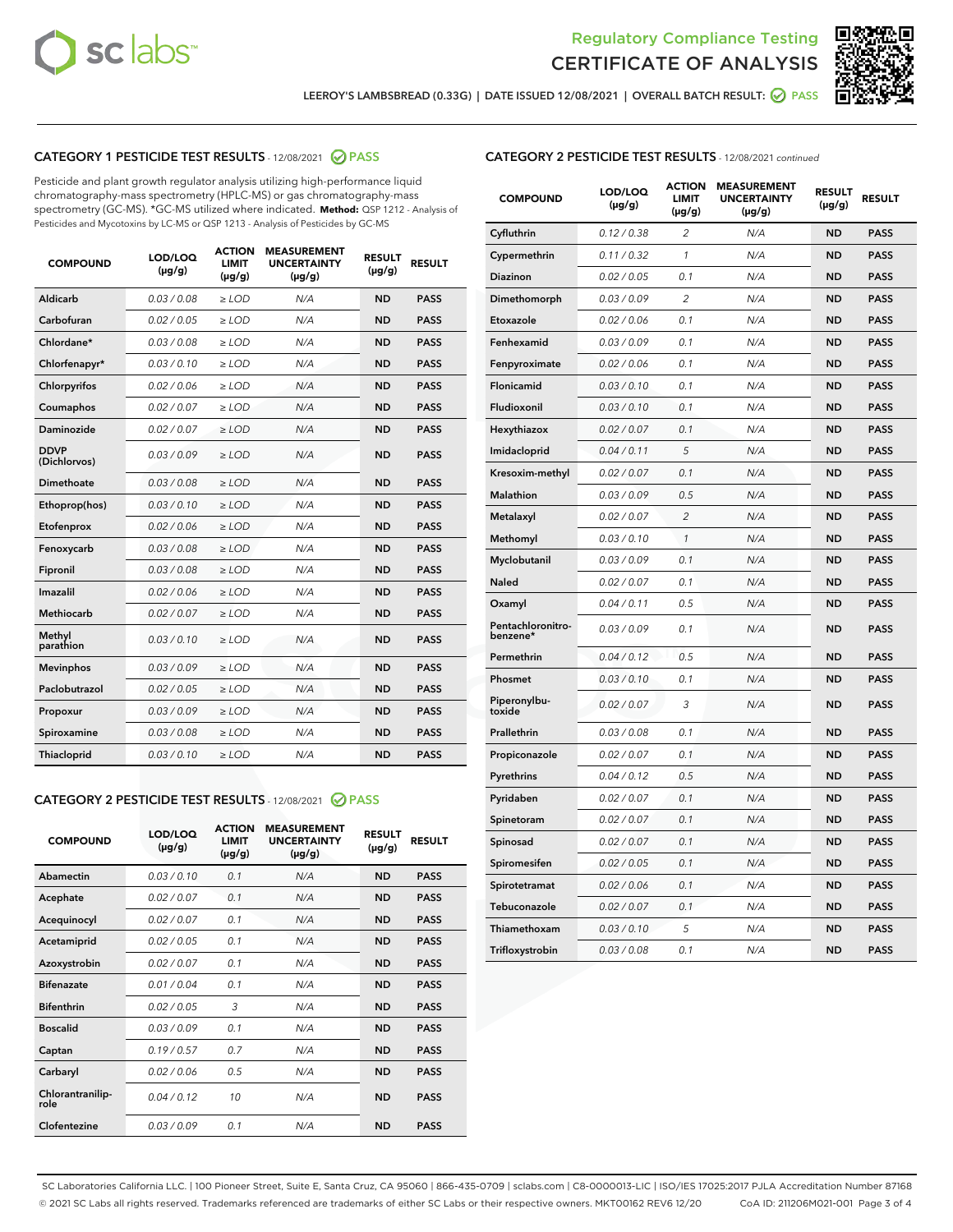# Regulatory Compliance Testing
# CERTIFICATE OF ANALYSIS

LEEROY'S LAMBSBREAD (0.33G) | DATE ISSUED 12/08/2021 | OVERALL BATCH RESULT: PASS

## CATEGORY 1 PESTICIDE TEST RESULTS - 12/08/2021 PASS

Pesticide and plant growth regulator analysis utilizing high-performance liquid chromatography-mass spectrometry (HPLC-MS) or gas chromatography-mass spectrometry (GC-MS). *GC-MS utilized where indicated. **Method:** QSP 1212 - Analysis of Pesticides and Mycotoxins by LC-MS or QSP 1213 - Analysis of Pesticides by GC-MS

| COMPOUND | LOD/LOQ (µg/g) | ACTION LIMIT (µg/g) | MEASUREMENT UNCERTAINTY (µg/g) | RESULT (µg/g) | RESULT |
|---|---|---|---|---|---|
| Aldicarb | 0.03 / 0.08 | ≥ LOD | N/A | ND | PASS |
| Carbofuran | 0.02 / 0.05 | ≥ LOD | N/A | ND | PASS |
| Chlordane* | 0.03 / 0.08 | ≥ LOD | N/A | ND | PASS |
| Chlorfenapyr* | 0.03 / 0.10 | ≥ LOD | N/A | ND | PASS |
| Chlorpyrifos | 0.02 / 0.06 | ≥ LOD | N/A | ND | PASS |
| Coumaphos | 0.02 / 0.07 | ≥ LOD | N/A | ND | PASS |
| Daminozide | 0.02 / 0.07 | ≥ LOD | N/A | ND | PASS |
| DDVP (Dichlorvos) | 0.03 / 0.09 | ≥ LOD | N/A | ND | PASS |
| Dimethoate | 0.03 / 0.08 | ≥ LOD | N/A | ND | PASS |
| Ethoprop(hos) | 0.03 / 0.10 | ≥ LOD | N/A | ND | PASS |
| Etofenprox | 0.02 / 0.06 | ≥ LOD | N/A | ND | PASS |
| Fenoxycarb | 0.03 / 0.08 | ≥ LOD | N/A | ND | PASS |
| Fipronil | 0.03 / 0.08 | ≥ LOD | N/A | ND | PASS |
| Imazalil | 0.02 / 0.06 | ≥ LOD | N/A | ND | PASS |
| Methiocarb | 0.02 / 0.07 | ≥ LOD | N/A | ND | PASS |
| Methyl parathion | 0.03 / 0.10 | ≥ LOD | N/A | ND | PASS |
| Mevinphos | 0.03 / 0.09 | ≥ LOD | N/A | ND | PASS |
| Paclobutrazol | 0.02 / 0.05 | ≥ LOD | N/A | ND | PASS |
| Propoxur | 0.03 / 0.09 | ≥ LOD | N/A | ND | PASS |
| Spiroxamine | 0.03 / 0.08 | ≥ LOD | N/A | ND | PASS |
| Thiacloprid | 0.03 / 0.10 | ≥ LOD | N/A | ND | PASS |

## CATEGORY 2 PESTICIDE TEST RESULTS - 12/08/2021 PASS

| COMPOUND | LOD/LOQ (µg/g) | ACTION LIMIT (µg/g) | MEASUREMENT UNCERTAINTY (µg/g) | RESULT (µg/g) | RESULT |
|---|---|---|---|---|---|
| Abamectin | 0.03 / 0.10 | 0.1 | N/A | ND | PASS |
| Acephate | 0.02 / 0.07 | 0.1 | N/A | ND | PASS |
| Acequinocyl | 0.02 / 0.07 | 0.1 | N/A | ND | PASS |
| Acetamiprid | 0.02 / 0.05 | 0.1 | N/A | ND | PASS |
| Azoxystrobin | 0.02 / 0.07 | 0.1 | N/A | ND | PASS |
| Bifenazate | 0.01 / 0.04 | 0.1 | N/A | ND | PASS |
| Bifenthrin | 0.02 / 0.05 | 3 | N/A | ND | PASS |
| Boscalid | 0.03 / 0.09 | 0.1 | N/A | ND | PASS |
| Captan | 0.19 / 0.57 | 0.7 | N/A | ND | PASS |
| Carbaryl | 0.02 / 0.06 | 0.5 | N/A | ND | PASS |
| Chlorantraniliprole | 0.04 / 0.12 | 10 | N/A | ND | PASS |
| Clofentezine | 0.03 / 0.09 | 0.1 | N/A | ND | PASS |
| Cyfluthrin | 0.12 / 0.38 | 2 | N/A | ND | PASS |
| Cypermethrin | 0.11 / 0.32 | 1 | N/A | ND | PASS |
| Diazinon | 0.02 / 0.05 | 0.1 | N/A | ND | PASS |
| Dimethomorph | 0.03 / 0.09 | 2 | N/A | ND | PASS |
| Etoxazole | 0.02 / 0.06 | 0.1 | N/A | ND | PASS |
| Fenhexamid | 0.03 / 0.09 | 0.1 | N/A | ND | PASS |
| Fenpyroximate | 0.02 / 0.06 | 0.1 | N/A | ND | PASS |
| Flonicamid | 0.03 / 0.10 | 0.1 | N/A | ND | PASS |
| Fludioxonil | 0.03 / 0.10 | 0.1 | N/A | ND | PASS |
| Hexythiazox | 0.02 / 0.07 | 0.1 | N/A | ND | PASS |
| Imidacloprid | 0.04 / 0.11 | 5 | N/A | ND | PASS |
| Kresoxim-methyl | 0.02 / 0.07 | 0.1 | N/A | ND | PASS |
| Malathion | 0.03 / 0.09 | 0.5 | N/A | ND | PASS |
| Metalaxyl | 0.02 / 0.07 | 2 | N/A | ND | PASS |
| Methomyl | 0.03 / 0.10 | 1 | N/A | ND | PASS |
| Myclobutanil | 0.03 / 0.09 | 0.1 | N/A | ND | PASS |
| Naled | 0.02 / 0.07 | 0.1 | N/A | ND | PASS |
| Oxamyl | 0.04 / 0.11 | 0.5 | N/A | ND | PASS |
| Pentachloronitrobenzene* | 0.03 / 0.09 | 0.1 | N/A | ND | PASS |
| Permethrin | 0.04 / 0.12 | 0.5 | N/A | ND | PASS |
| Phosmet | 0.03 / 0.10 | 0.1 | N/A | ND | PASS |
| Piperonylbutoxide | 0.02 / 0.07 | 3 | N/A | ND | PASS |
| Prallethrin | 0.03 / 0.08 | 0.1 | N/A | ND | PASS |
| Propiconazole | 0.02 / 0.07 | 0.1 | N/A | ND | PASS |
| Pyrethrins | 0.04 / 0.12 | 0.5 | N/A | ND | PASS |
| Pyridaben | 0.02 / 0.07 | 0.1 | N/A | ND | PASS |
| Spinetoram | 0.02 / 0.07 | 0.1 | N/A | ND | PASS |
| Spinosad | 0.02 / 0.07 | 0.1 | N/A | ND | PASS |
| Spiromesifen | 0.02 / 0.05 | 0.1 | N/A | ND | PASS |
| Spirotetramat | 0.02 / 0.06 | 0.1 | N/A | ND | PASS |
| Tebuconazole | 0.02 / 0.07 | 0.1 | N/A | ND | PASS |
| Thiamethoxam | 0.03 / 0.10 | 5 | N/A | ND | PASS |
| Trifloxystrobin | 0.03 / 0.08 | 0.1 | N/A | ND | PASS |

SC Laboratories California LLC. | 100 Pioneer Street, Suite E, Santa Cruz, CA 95060 | 866-435-0709 | sclabs.com | C8-0000013-LIC | ISO/IES 17025:2017 PJLA Accreditation Number 87168
© 2021 SC Labs all rights reserved. Trademarks referenced are trademarks of either SC Labs or their respective owners. MKT00162 REV6 12/20 CoA ID: 211206M021-001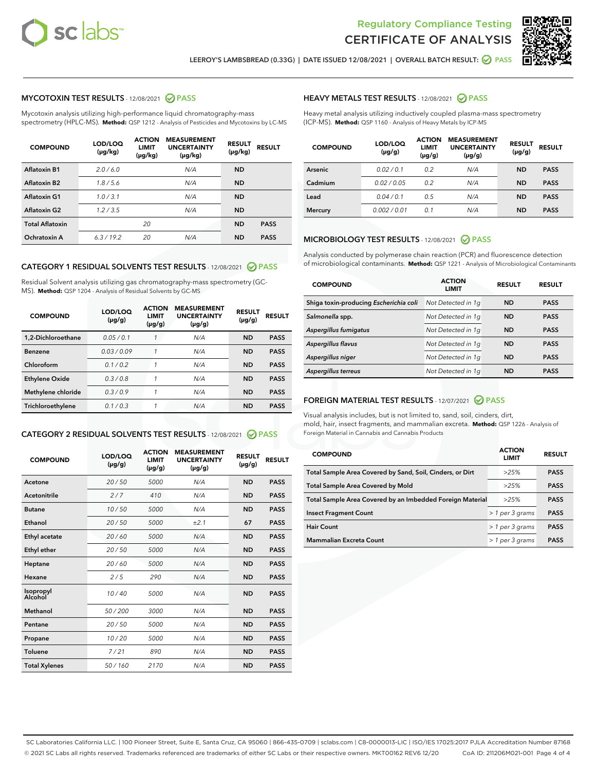Regulatory Compliance Testing
CERTIFICATE OF ANALYSIS

LEEROY'S LAMBSBREAD (0.33G) | DATE ISSUED 12/08/2021 | OVERALL BATCH RESULT: PASS

## MYCOTOXIN TEST RESULTS - 12/08/2021 PASS

Mycotoxin analysis utilizing high-performance liquid chromatography-mass spectrometry (HPLC-MS). **Method:** QSP 1212 - Analysis of Pesticides and Mycotoxins by LC-MS

| COMPOUND | LOD/LOQ (µg/kg) | ACTION LIMIT (µg/kg) | MEASUREMENT UNCERTAINTY (µg/kg) | RESULT (µg/kg) | RESULT |
|---|---|---|---|---|---|
| Aflatoxin B1 | 2.0 / 6.0 | | N/A | ND | |
| Aflatoxin B2 | 1.8 / 5.6 | | N/A | ND | |
| Aflatoxin G1 | 1.0 / 3.1 | | N/A | ND | |
| Aflatoxin G2 | 1.2 / 3.5 | | N/A | ND | |
| Total Aflatoxin | | 20 | | ND | PASS |
| Ochratoxin A | 6.3 / 19.2 | 20 | N/A | ND | PASS |

## CATEGORY 1 RESIDUAL SOLVENTS TEST RESULTS - 12/08/2021 PASS

Residual Solvent analysis utilizing gas chromatography-mass spectrometry (GC-MS). **Method:** QSP 1204 - Analysis of Residual Solvents by GC-MS

| COMPOUND | LOD/LOQ (µg/g) | ACTION LIMIT (µg/g) | MEASUREMENT UNCERTAINTY (µg/g) | RESULT (µg/g) | RESULT |
|---|---|---|---|---|---|
| 1,2-Dichloroethane | 0.05 / 0.1 | 1 | N/A | ND | PASS |
| Benzene | 0.03 / 0.09 | 1 | N/A | ND | PASS |
| Chloroform | 0.1 / 0.2 | 1 | N/A | ND | PASS |
| Ethylene Oxide | 0.3 / 0.8 | 1 | N/A | ND | PASS |
| Methylene chloride | 0.3 / 0.9 | 1 | N/A | ND | PASS |
| Trichloroethylene | 0.1 / 0.3 | 1 | N/A | ND | PASS |

## CATEGORY 2 RESIDUAL SOLVENTS TEST RESULTS - 12/08/2021 PASS

| COMPOUND | LOD/LOQ (µg/g) | ACTION LIMIT (µg/g) | MEASUREMENT UNCERTAINTY (µg/g) | RESULT (µg/g) | RESULT |
|---|---|---|---|---|---|
| Acetone | 20 / 50 | 5000 | N/A | ND | PASS |
| Acetonitrile | 2 / 7 | 410 | N/A | ND | PASS |
| Butane | 10 / 50 | 5000 | N/A | ND | PASS |
| Ethanol | 20 / 50 | 5000 | ±2.1 | 67 | PASS |
| Ethyl acetate | 20 / 60 | 5000 | N/A | ND | PASS |
| Ethyl ether | 20 / 50 | 5000 | N/A | ND | PASS |
| Heptane | 20 / 60 | 5000 | N/A | ND | PASS |
| Hexane | 2 / 5 | 290 | N/A | ND | PASS |
| Isopropyl Alcohol | 10 / 40 | 5000 | N/A | ND | PASS |
| Methanol | 50 / 200 | 3000 | N/A | ND | PASS |
| Pentane | 20 / 50 | 5000 | N/A | ND | PASS |
| Propane | 10 / 20 | 5000 | N/A | ND | PASS |
| Toluene | 7 / 21 | 890 | N/A | ND | PASS |
| Total Xylenes | 50 / 160 | 2170 | N/A | ND | PASS |

## HEAVY METALS TEST RESULTS - 12/08/2021 PASS

Heavy metal analysis utilizing inductively coupled plasma-mass spectrometry (ICP-MS). **Method:** QSP 1160 - Analysis of Heavy Metals by ICP-MS

| COMPOUND | LOD/LOQ (µg/g) | ACTION LIMIT (µg/g) | MEASUREMENT UNCERTAINTY (µg/g) | RESULT (µg/g) | RESULT |
|---|---|---|---|---|---|
| Arsenic | 0.02 / 0.1 | 0.2 | N/A | ND | PASS |
| Cadmium | 0.02 / 0.05 | 0.2 | N/A | ND | PASS |
| Lead | 0.04 / 0.1 | 0.5 | N/A | ND | PASS |
| Mercury | 0.002 / 0.01 | 0.1 | N/A | ND | PASS |

## MICROBIOLOGY TEST RESULTS - 12/08/2021 PASS

Analysis conducted by polymerase chain reaction (PCR) and fluorescence detection of microbiological contaminants. **Method:** QSP 1221 - Analysis of Microbiological Contaminants

| COMPOUND | ACTION LIMIT | RESULT | RESULT |
|---|---|---|---|
| Shiga toxin-producing *Escherichia coli* | Not Detected in 1g | ND | PASS |
| *Salmonella* spp. | Not Detected in 1g | ND | PASS |
| *Aspergillus fumigatus* | Not Detected in 1g | ND | PASS |
| *Aspergillus flavus* | Not Detected in 1g | ND | PASS |
| *Aspergillus niger* | Not Detected in 1g | ND | PASS |
| *Aspergillus terreus* | Not Detected in 1g | ND | PASS |

## FOREIGN MATERIAL TEST RESULTS - 12/07/2021 PASS

Visual analysis includes, but is not limited to, sand, soil, cinders, dirt, mold, hair, insect fragments, and mammalian excreta. **Method:** QSP 1226 - Analysis of Foreign Material in Cannabis and Cannabis Products

| COMPOUND | ACTION LIMIT | RESULT |
|---|---|---|
| Total Sample Area Covered by Sand, Soil, Cinders, or Dirt | >25% | PASS |
| Total Sample Area Covered by Mold | >25% | PASS |
| Total Sample Area Covered by an Imbedded Foreign Material | >25% | PASS |
| Insect Fragment Count | > 1 per 3 grams | PASS |
| Hair Count | > 1 per 3 grams | PASS |
| Mammalian Excreta Count | > 1 per 3 grams | PASS |

SC Laboratories California LLC. | 100 Pioneer Street, Suite E, Santa Cruz, CA 95060 | 866-435-0709 | sclabs.com | C8-0000013-LIC | ISO/IES 17025:2017 PJLA Accreditation Number 87168
© 2021 SC Labs all rights reserved. Trademarks referenced are trademarks of either SC Labs or their respective owners. MKT00162 REV6 12/20 CoA ID: 211206M021-001